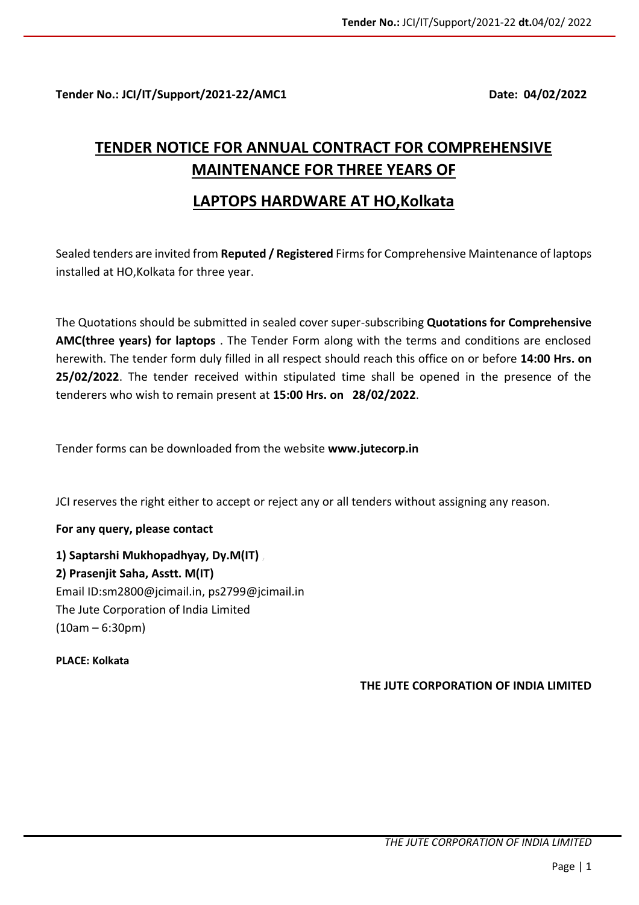**Tender No.: JCI/IT/Support/2021-22/AMC1** **Date: 04/02/2022**

# TENDER NOTICE FOR ANNUAL CONTRACT FOR COMPREHENSIVE MAINTENANCE FOR THREE YEARS OF

# LAPTOPS HARDWARE AT HO,Kolkata

Sealed tenders are invited from **Reputed / Registered** Firms for Comprehensive Maintenance of laptops installed at HO,Kolkata for three year.

The Quotations should be submitted in sealed cover super-subscribing **Quotations for Comprehensive AMC(three years) for laptops** . The Tender Form along with the terms and conditions are enclosed herewith. The tender form duly filled in all respect should reach this office on or before **14:00 Hrs. on 25/02/2022**. The tender received within stipulated time shall be opened in the presence of the tenderers who wish to remain present at **15:00 Hrs. on 28/02/2022**.

Tender forms can be downloaded from the website **www.jutecorp.in**

JCI reserves the right either to accept or reject any or all tenders without assigning any reason.

**For any query, please contact**

**1) Saptarshi Mukhopadhyay, Dy.M(IT)**
**2) Prasenjit Saha, Asstt. M(IT)**
Email ID:sm2800@jcimail.in, ps2799@jcimail.in
The Jute Corporation of India Limited
(10am – 6:30pm)

**PLACE: Kolkata**

**THE JUTE CORPORATION OF INDIA LIMITED**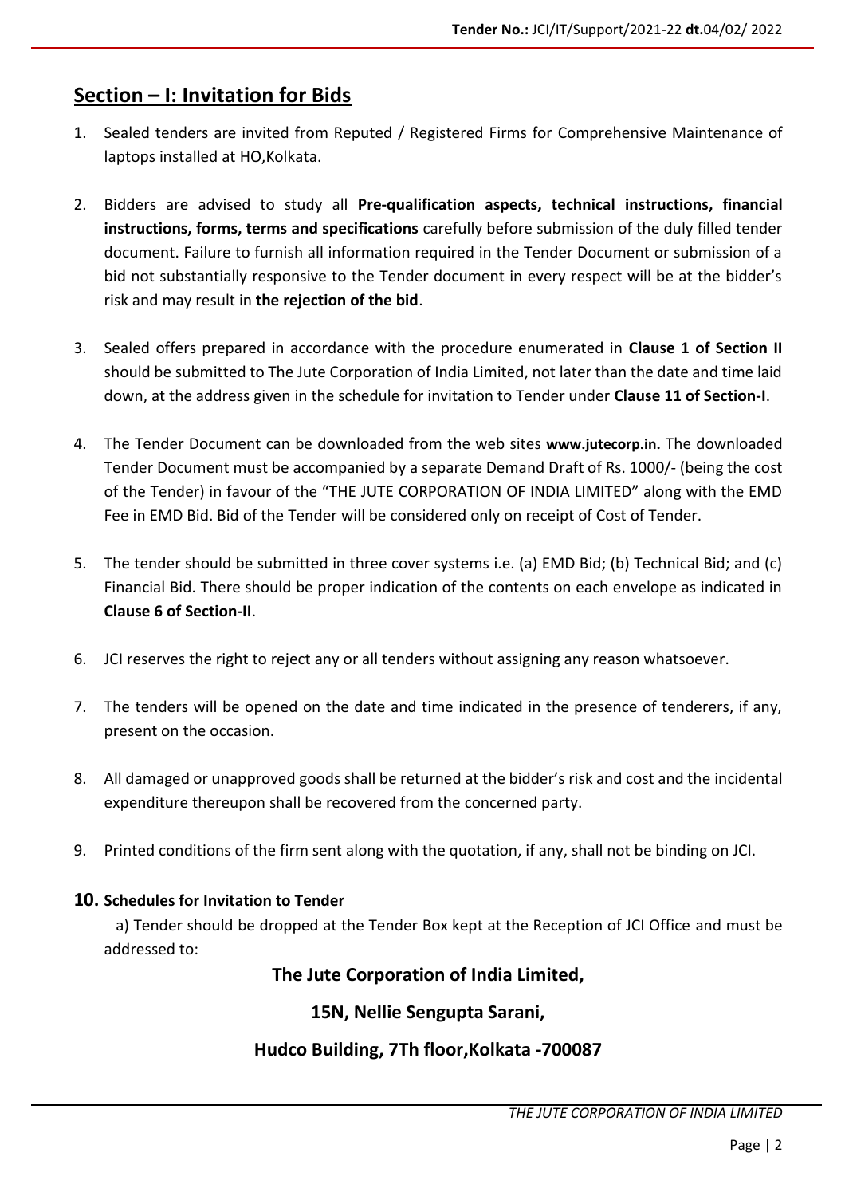## Section – I: Invitation for Bids

1. Sealed tenders are invited from Reputed / Registered Firms for Comprehensive Maintenance of laptops installed at HO,Kolkata.

2. Bidders are advised to study all **Pre-qualification aspects, technical instructions, financial instructions, forms, terms and specifications** carefully before submission of the duly filled tender document. Failure to furnish all information required in the Tender Document or submission of a bid not substantially responsive to the Tender document in every respect will be at the bidder's risk and may result in **the rejection of the bid**.

3. Sealed offers prepared in accordance with the procedure enumerated in **Clause 1 of Section II** should be submitted to The Jute Corporation of India Limited, not later than the date and time laid down, at the address given in the schedule for invitation to Tender under **Clause 11 of Section-I**.

4. The Tender Document can be downloaded from the web sites **www.jutecorp.in.** The downloaded Tender Document must be accompanied by a separate Demand Draft of Rs. 1000/- (being the cost of the Tender) in favour of the "THE JUTE CORPORATION OF INDIA LIMITED" along with the EMD Fee in EMD Bid. Bid of the Tender will be considered only on receipt of Cost of Tender.

5. The tender should be submitted in three cover systems i.e. (a) EMD Bid; (b) Technical Bid; and (c) Financial Bid. There should be proper indication of the contents on each envelope as indicated in **Clause 6 of Section-II**.

6. JCI reserves the right to reject any or all tenders without assigning any reason whatsoever.

7. The tenders will be opened on the date and time indicated in the presence of tenderers, if any, present on the occasion.

8. All damaged or unapproved goods shall be returned at the bidder's risk and cost and the incidental expenditure thereupon shall be recovered from the concerned party.

9. Printed conditions of the firm sent along with the quotation, if any, shall not be binding on JCI.

**10. Schedules for Invitation to Tender**

a) Tender should be dropped at the Tender Box kept at the Reception of JCI Office and must be addressed to:

**The Jute Corporation of India Limited,**

**15N, Nellie Sengupta Sarani,**

**Hudco Building, 7Th floor,Kolkata -700087**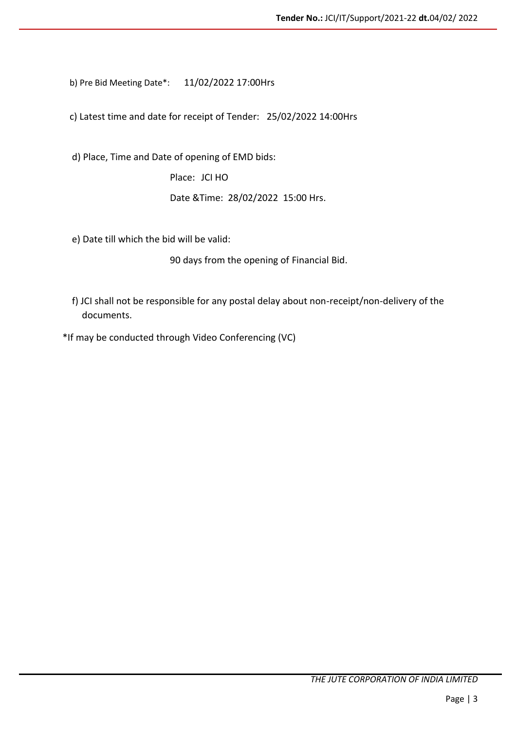b) Pre Bid Meeting Date*: 11/02/2022 17:00Hrs

c) Latest time and date for receipt of Tender: 25/02/2022 14:00Hrs

d) Place, Time and Date of opening of EMD bids:

Place: JCI HO

Date &Time: 28/02/2022 15:00 Hrs.

e) Date till which the bid will be valid:

90 days from the opening of Financial Bid.

f) JCI shall not be responsible for any postal delay about non-receipt/non-delivery of the documents.

*If may be conducted through Video Conferencing (VC)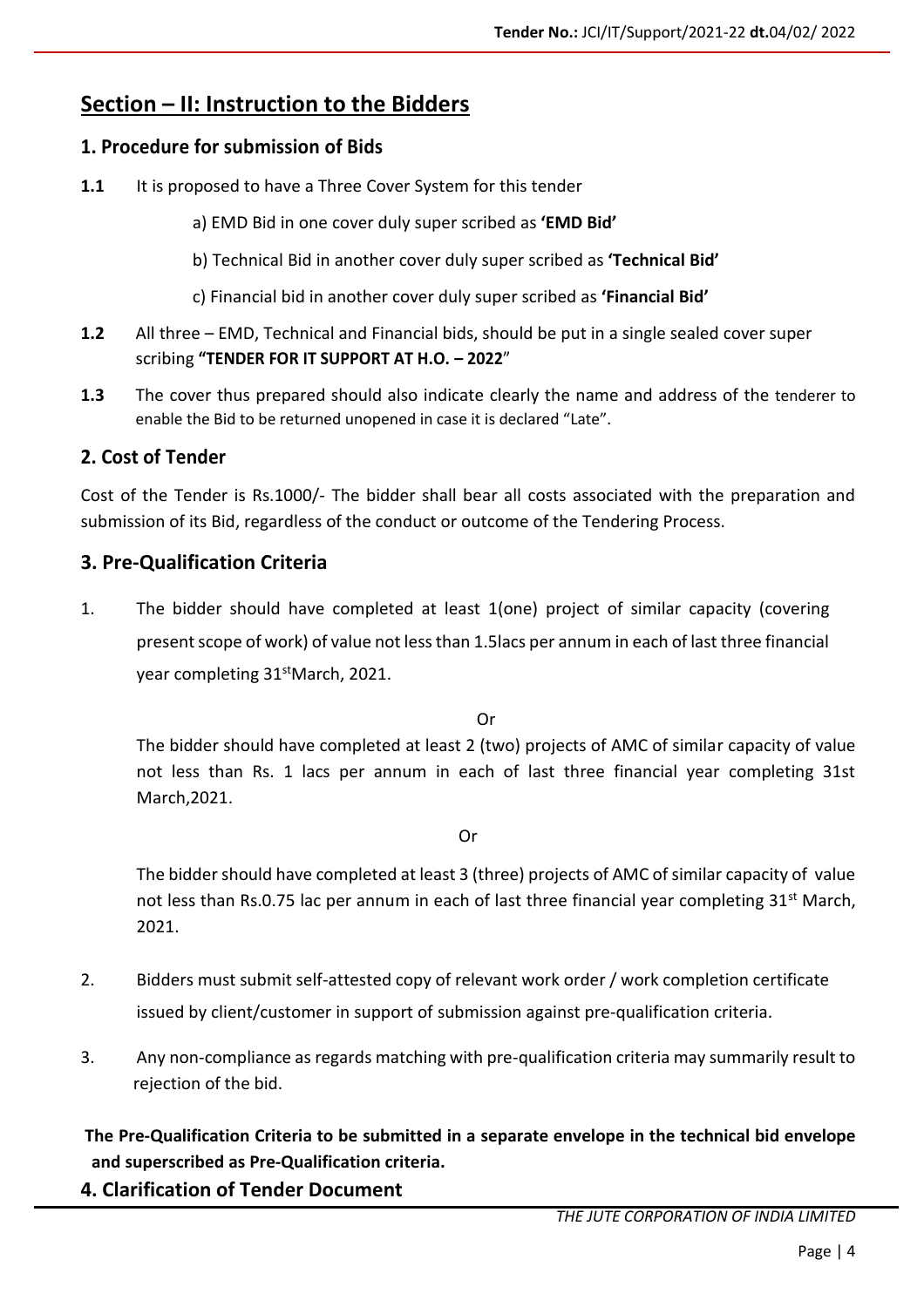## Section – II: Instruction to the Bidders

### 1. Procedure for submission of Bids

**1.1** It is proposed to have a Three Cover System for this tender

a) EMD Bid in one cover duly super scribed as **'EMD Bid'**

b) Technical Bid in another cover duly super scribed as **'Technical Bid'**

c) Financial bid in another cover duly super scribed as **'Financial Bid'**

**1.2** All three – EMD, Technical and Financial bids, should be put in a single sealed cover super scribing **"TENDER FOR IT SUPPORT AT H.O. – 2022**"

**1.3** The cover thus prepared should also indicate clearly the name and address of the tenderer to enable the Bid to be returned unopened in case it is declared "Late".

### 2. Cost of Tender

Cost of the Tender is Rs.1000/- The bidder shall bear all costs associated with the preparation and submission of its Bid, regardless of the conduct or outcome of the Tendering Process.

### 3. Pre-Qualification Criteria

1. The bidder should have completed at least 1(one) project of similar capacity (covering present scope of work) of value not less than 1.5lacs per annum in each of last three financial year completing 31st March, 2021.

   Or

   The bidder should have completed at least 2 (two) projects of AMC of similar capacity of value not less than Rs. 1 lacs per annum in each of last three financial year completing 31st March,2021.

   Or

   The bidder should have completed at least 3 (three) projects of AMC of similar capacity of value not less than Rs.0.75 lac per annum in each of last three financial year completing 31st March, 2021.

2. Bidders must submit self-attested copy of relevant work order / work completion certificate issued by client/customer in support of submission against pre-qualification criteria.

3. Any non-compliance as regards matching with pre-qualification criteria may summarily result to rejection of the bid.

**The Pre-Qualification Criteria to be submitted in a separate envelope in the technical bid envelope and superscribed as Pre-Qualification criteria.**

### 4. Clarification of Tender Document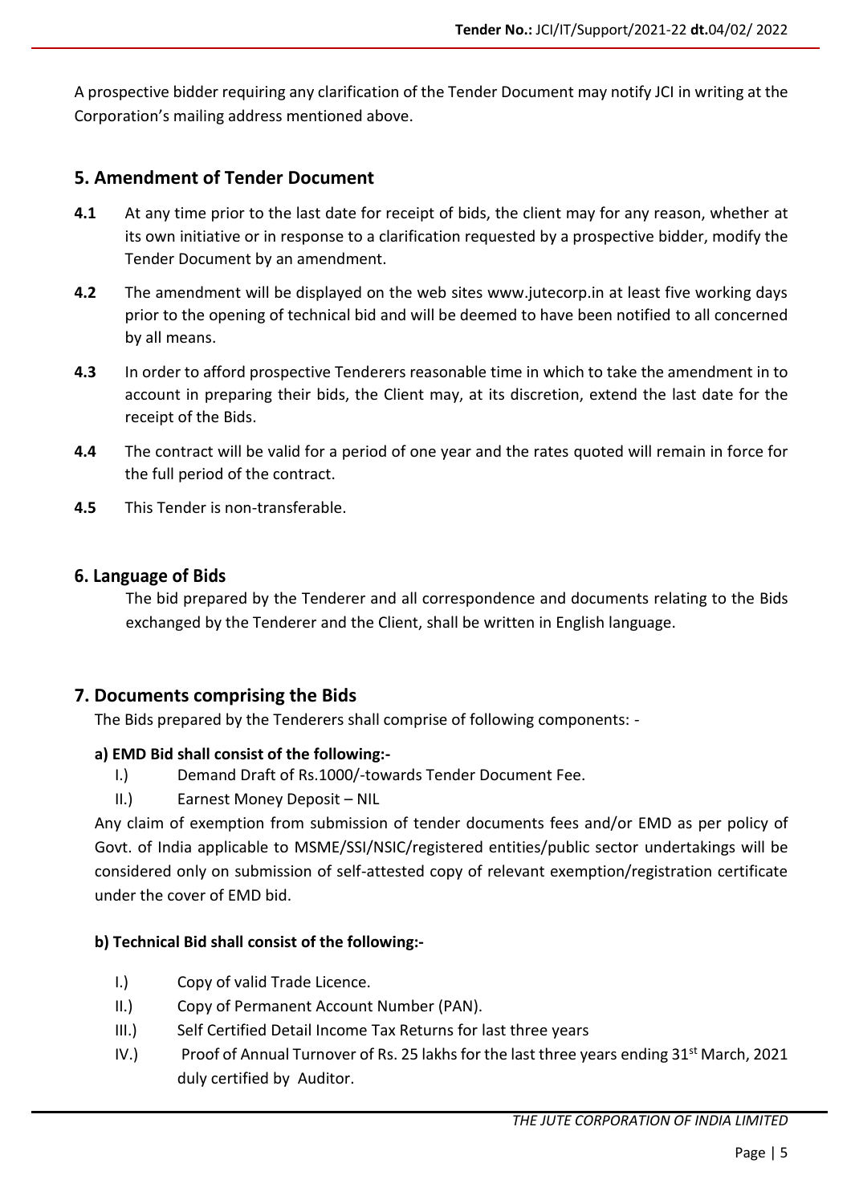A prospective bidder requiring any clarification of the Tender Document may notify JCI in writing at the Corporation's mailing address mentioned above.

## 5. Amendment of Tender Document

**4.1** At any time prior to the last date for receipt of bids, the client may for any reason, whether at its own initiative or in response to a clarification requested by a prospective bidder, modify the Tender Document by an amendment.

**4.2** The amendment will be displayed on the web sites www.jutecorp.in at least five working days prior to the opening of technical bid and will be deemed to have been notified to all concerned by all means.

**4.3** In order to afford prospective Tenderers reasonable time in which to take the amendment in to account in preparing their bids, the Client may, at its discretion, extend the last date for the receipt of the Bids.

**4.4** The contract will be valid for a period of one year and the rates quoted will remain in force for the full period of the contract.

**4.5** This Tender is non-transferable.

## 6. Language of Bids

The bid prepared by the Tenderer and all correspondence and documents relating to the Bids exchanged by the Tenderer and the Client, shall be written in English language.

## 7. Documents comprising the Bids

The Bids prepared by the Tenderers shall comprise of following components: -

**a) EMD Bid shall consist of the following:-**

I.) Demand Draft of Rs.1000/-towards Tender Document Fee.

II.) Earnest Money Deposit – NIL

Any claim of exemption from submission of tender documents fees and/or EMD as per policy of Govt. of India applicable to MSME/SSI/NSIC/registered entities/public sector undertakings will be considered only on submission of self-attested copy of relevant exemption/registration certificate under the cover of EMD bid.

**b) Technical Bid shall consist of the following:-**

I.) Copy of valid Trade Licence.

II.) Copy of Permanent Account Number (PAN).

III.) Self Certified Detail Income Tax Returns for last three years

IV.) Proof of Annual Turnover of Rs. 25 lakhs for the last three years ending 31st March, 2021 duly certified by Auditor.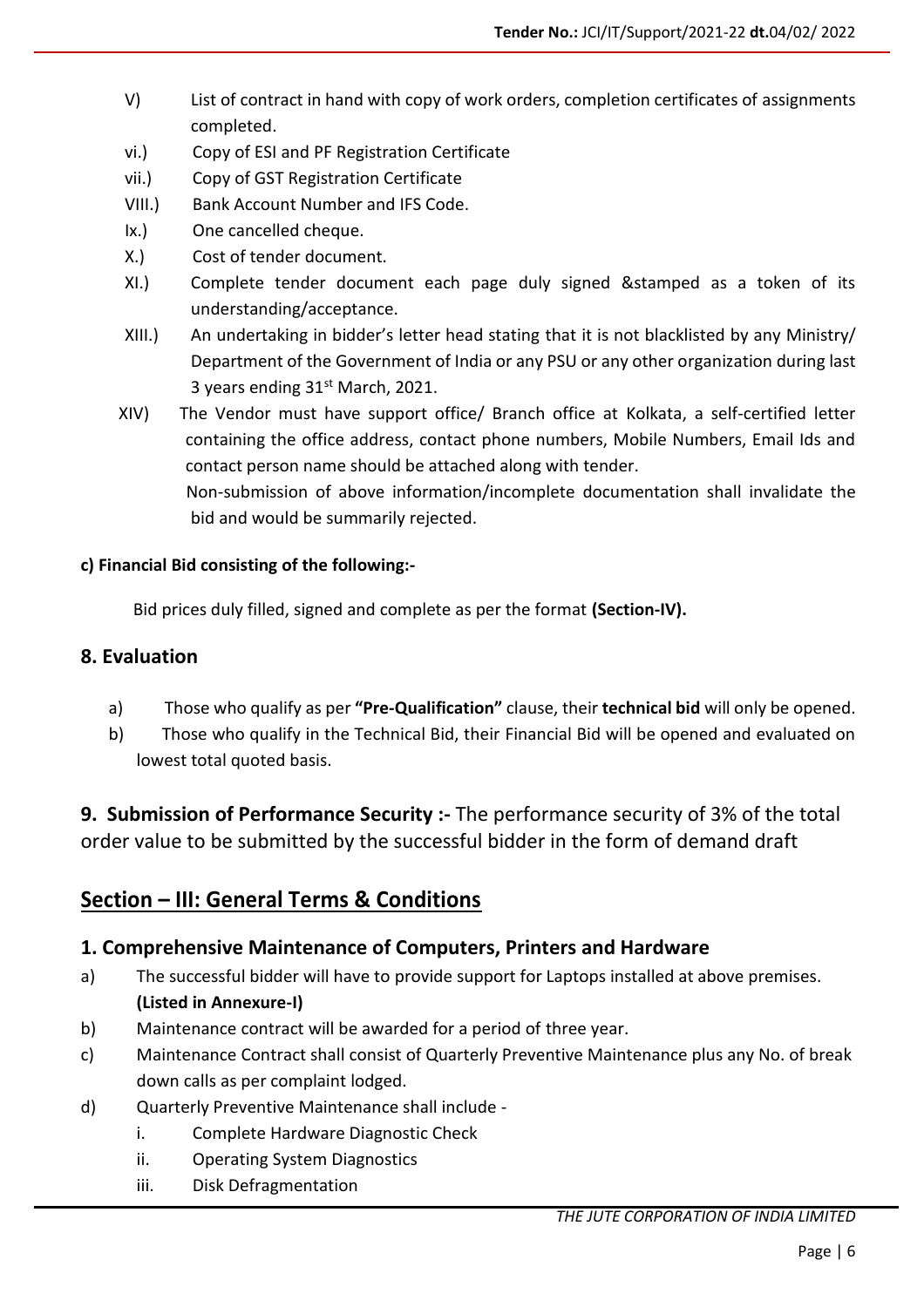V) List of contract in hand with copy of work orders, completion certificates of assignments completed.

vi.) Copy of ESI and PF Registration Certificate

vii.) Copy of GST Registration Certificate

VIII.) Bank Account Number and IFS Code.

Ix.) One cancelled cheque.

X.) Cost of tender document.

XI.) Complete tender document each page duly signed &stamped as a token of its understanding/acceptance.

XIII.) An undertaking in bidder's letter head stating that it is not blacklisted by any Ministry/ Department of the Government of India or any PSU or any other organization during last 3 years ending 31st March, 2021.

XIV) The Vendor must have support office/ Branch office at Kolkata, a self-certified letter containing the office address, contact phone numbers, Mobile Numbers, Email Ids and contact person name should be attached along with tender.

Non-submission of above information/incomplete documentation shall invalidate the bid and would be summarily rejected.

**c) Financial Bid consisting of the following:-**

Bid prices duly filled, signed and complete as per the format **(Section-IV).**

## 8. Evaluation

a) Those who qualify as per **"Pre-Qualification"** clause, their **technical bid** will only be opened.

b) Those who qualify in the Technical Bid, their Financial Bid will be opened and evaluated on lowest total quoted basis.

**9. Submission of Performance Security :-** The performance security of 3% of the total order value to be submitted by the successful bidder in the form of demand draft

## Section – III: General Terms & Conditions

### 1. Comprehensive Maintenance of Computers, Printers and Hardware

a) The successful bidder will have to provide support for Laptops installed at above premises. **(Listed in Annexure-I)**

b) Maintenance contract will be awarded for a period of three year.

c) Maintenance Contract shall consist of Quarterly Preventive Maintenance plus any No. of break down calls as per complaint lodged.

d) Quarterly Preventive Maintenance shall include -

   i. Complete Hardware Diagnostic Check

   ii. Operating System Diagnostics

   iii. Disk Defragmentation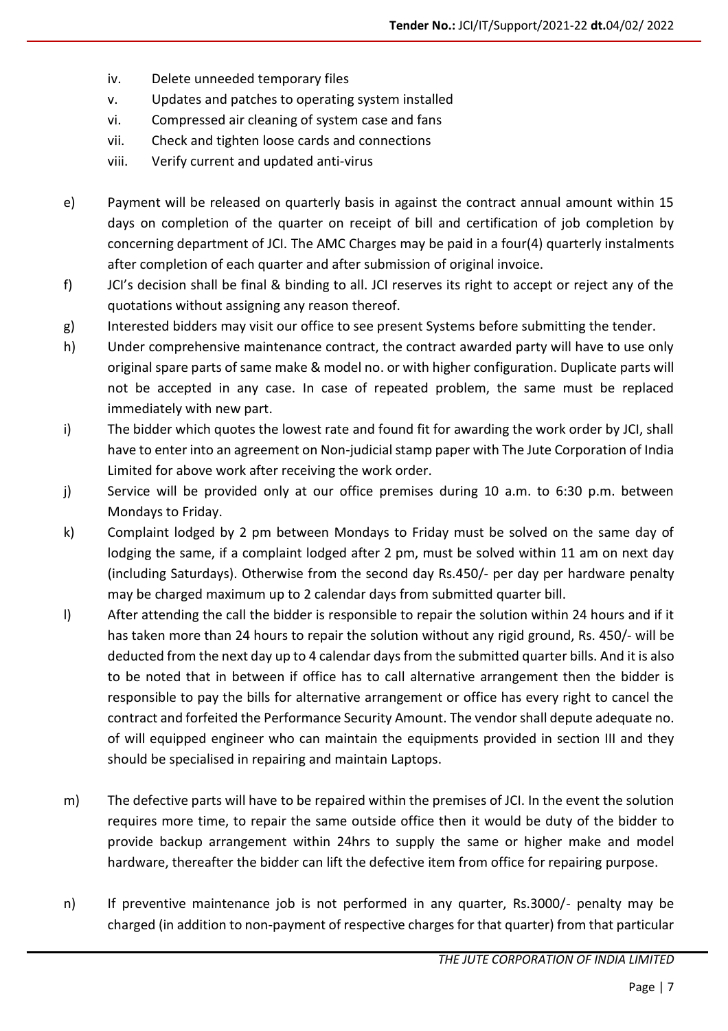iv. Delete unneeded temporary files
v. Updates and patches to operating system installed
vi. Compressed air cleaning of system case and fans
vii. Check and tighten loose cards and connections
viii. Verify current and updated anti-virus

e) Payment will be released on quarterly basis in against the contract annual amount within 15 days on completion of the quarter on receipt of bill and certification of job completion by concerning department of JCI. The AMC Charges may be paid in a four(4) quarterly instalments after completion of each quarter and after submission of original invoice.

f) JCI's decision shall be final & binding to all. JCI reserves its right to accept or reject any of the quotations without assigning any reason thereof.

g) Interested bidders may visit our office to see present Systems before submitting the tender.

h) Under comprehensive maintenance contract, the contract awarded party will have to use only original spare parts of same make & model no. or with higher configuration. Duplicate parts will not be accepted in any case. In case of repeated problem, the same must be replaced immediately with new part.

i) The bidder which quotes the lowest rate and found fit for awarding the work order by JCI, shall have to enter into an agreement on Non-judicial stamp paper with The Jute Corporation of India Limited for above work after receiving the work order.

j) Service will be provided only at our office premises during 10 a.m. to 6:30 p.m. between Mondays to Friday.

k) Complaint lodged by 2 pm between Mondays to Friday must be solved on the same day of lodging the same, if a complaint lodged after 2 pm, must be solved within 11 am on next day (including Saturdays). Otherwise from the second day Rs.450/- per day per hardware penalty may be charged maximum up to 2 calendar days from submitted quarter bill.

l) After attending the call the bidder is responsible to repair the solution within 24 hours and if it has taken more than 24 hours to repair the solution without any rigid ground, Rs. 450/- will be deducted from the next day up to 4 calendar days from the submitted quarter bills. And it is also to be noted that in between if office has to call alternative arrangement then the bidder is responsible to pay the bills for alternative arrangement or office has every right to cancel the contract and forfeited the Performance Security Amount. The vendor shall depute adequate no. of will equipped engineer who can maintain the equipments provided in section III and they should be specialised in repairing and maintain Laptops.

m) The defective parts will have to be repaired within the premises of JCI. In the event the solution requires more time, to repair the same outside office then it would be duty of the bidder to provide backup arrangement within 24hrs to supply the same or higher make and model hardware, thereafter the bidder can lift the defective item from office for repairing purpose.

n) If preventive maintenance job is not performed in any quarter, Rs.3000/- penalty may be charged (in addition to non-payment of respective charges for that quarter) from that particular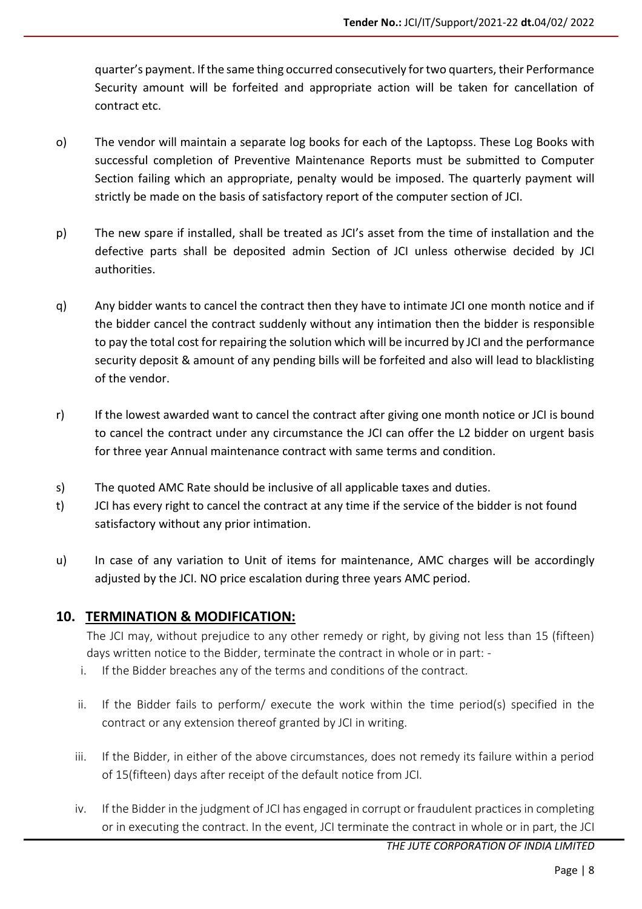quarter's payment. If the same thing occurred consecutively for two quarters, their Performance Security amount will be forfeited and appropriate action will be taken for cancellation of contract etc.

o) The vendor will maintain a separate log books for each of the Laptopss. These Log Books with successful completion of Preventive Maintenance Reports must be submitted to Computer Section failing which an appropriate, penalty would be imposed. The quarterly payment will strictly be made on the basis of satisfactory report of the computer section of JCI.

p) The new spare if installed, shall be treated as JCI's asset from the time of installation and the defective parts shall be deposited admin Section of JCI unless otherwise decided by JCI authorities.

q) Any bidder wants to cancel the contract then they have to intimate JCI one month notice and if the bidder cancel the contract suddenly without any intimation then the bidder is responsible to pay the total cost for repairing the solution which will be incurred by JCI and the performance security deposit & amount of any pending bills will be forfeited and also will lead to blacklisting of the vendor.

r) If the lowest awarded want to cancel the contract after giving one month notice or JCI is bound to cancel the contract under any circumstance the JCI can offer the L2 bidder on urgent basis for three year Annual maintenance contract with same terms and condition.

s) The quoted AMC Rate should be inclusive of all applicable taxes and duties.

t) JCI has every right to cancel the contract at any time if the service of the bidder is not found satisfactory without any prior intimation.

u) In case of any variation to Unit of items for maintenance, AMC charges will be accordingly adjusted by the JCI. NO price escalation during three years AMC period.

## 10. TERMINATION & MODIFICATION:

The JCI may, without prejudice to any other remedy or right, by giving not less than 15 (fifteen) days written notice to the Bidder, terminate the contract in whole or in part: -

i. If the Bidder breaches any of the terms and conditions of the contract.

ii. If the Bidder fails to perform/ execute the work within the time period(s) specified in the contract or any extension thereof granted by JCI in writing.

iii. If the Bidder, in either of the above circumstances, does not remedy its failure within a period of 15(fifteen) days after receipt of the default notice from JCI.

iv. If the Bidder in the judgment of JCI has engaged in corrupt or fraudulent practices in completing or in executing the contract. In the event, JCI terminate the contract in whole or in part, the JCI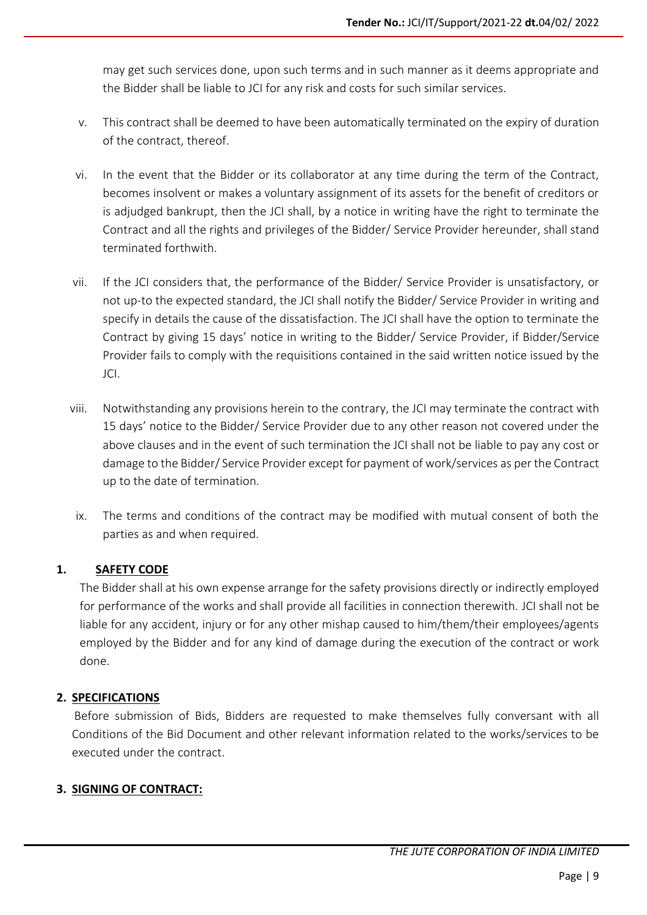may get such services done, upon such terms and in such manner as it deems appropriate and the Bidder shall be liable to JCI for any risk and costs for such similar services.

v. This contract shall be deemed to have been automatically terminated on the expiry of duration of the contract, thereof.

vi. In the event that the Bidder or its collaborator at any time during the term of the Contract, becomes insolvent or makes a voluntary assignment of its assets for the benefit of creditors or is adjudged bankrupt, then the JCI shall, by a notice in writing have the right to terminate the Contract and all the rights and privileges of the Bidder/ Service Provider hereunder, shall stand terminated forthwith.

vii. If the JCI considers that, the performance of the Bidder/ Service Provider is unsatisfactory, or not up-to the expected standard, the JCI shall notify the Bidder/ Service Provider in writing and specify in details the cause of the dissatisfaction. The JCI shall have the option to terminate the Contract by giving 15 days' notice in writing to the Bidder/ Service Provider, if Bidder/Service Provider fails to comply with the requisitions contained in the said written notice issued by the JCI.

viii. Notwithstanding any provisions herein to the contrary, the JCI may terminate the contract with 15 days' notice to the Bidder/ Service Provider due to any other reason not covered under the above clauses and in the event of such termination the JCI shall not be liable to pay any cost or damage to the Bidder/ Service Provider except for payment of work/services as per the Contract up to the date of termination.

ix. The terms and conditions of the contract may be modified with mutual consent of both the parties as and when required.

**1. SAFETY CODE**

The Bidder shall at his own expense arrange for the safety provisions directly or indirectly employed for performance of the works and shall provide all facilities in connection therewith. JCI shall not be liable for any accident, injury or for any other mishap caused to him/them/their employees/agents employed by the Bidder and for any kind of damage during the execution of the contract or work done.

**2. SPECIFICATIONS**

Before submission of Bids, Bidders are requested to make themselves fully conversant with all Conditions of the Bid Document and other relevant information related to the works/services to be executed under the contract.

**3. SIGNING OF CONTRACT:**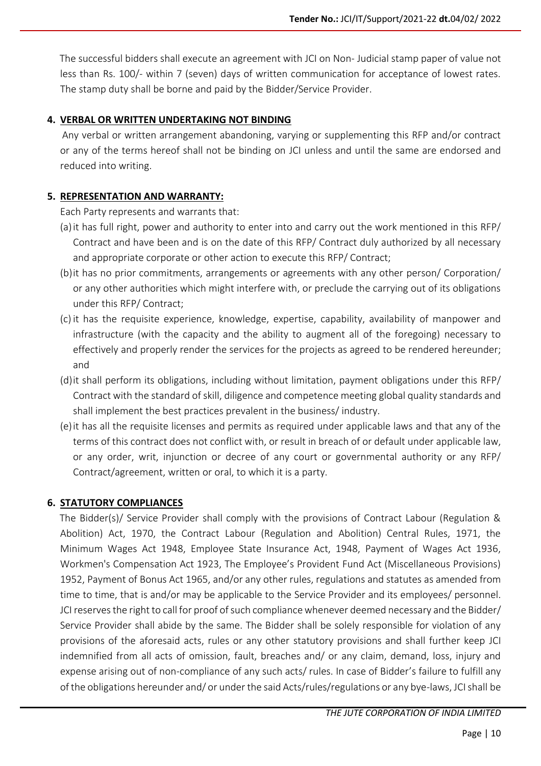The successful bidders shall execute an agreement with JCI on Non- Judicial stamp paper of value not less than Rs. 100/- within 7 (seven) days of written communication for acceptance of lowest rates. The stamp duty shall be borne and paid by the Bidder/Service Provider.

**4. VERBAL OR WRITTEN UNDERTAKING NOT BINDING**

Any verbal or written arrangement abandoning, varying or supplementing this RFP and/or contract or any of the terms hereof shall not be binding on JCI unless and until the same are endorsed and reduced into writing.

**5. REPRESENTATION AND WARRANTY:**

Each Party represents and warrants that:

(a) it has full right, power and authority to enter into and carry out the work mentioned in this RFP/ Contract and have been and is on the date of this RFP/ Contract duly authorized by all necessary and appropriate corporate or other action to execute this RFP/ Contract;

(b) it has no prior commitments, arrangements or agreements with any other person/ Corporation/ or any other authorities which might interfere with, or preclude the carrying out of its obligations under this RFP/ Contract;

(c) it has the requisite experience, knowledge, expertise, capability, availability of manpower and infrastructure (with the capacity and the ability to augment all of the foregoing) necessary to effectively and properly render the services for the projects as agreed to be rendered hereunder; and

(d) it shall perform its obligations, including without limitation, payment obligations under this RFP/ Contract with the standard of skill, diligence and competence meeting global quality standards and shall implement the best practices prevalent in the business/ industry.

(e) it has all the requisite licenses and permits as required under applicable laws and that any of the terms of this contract does not conflict with, or result in breach of or default under applicable law, or any order, writ, injunction or decree of any court or governmental authority or any RFP/ Contract/agreement, written or oral, to which it is a party.

**6. STATUTORY COMPLIANCES**

The Bidder(s)/ Service Provider shall comply with the provisions of Contract Labour (Regulation & Abolition) Act, 1970, the Contract Labour (Regulation and Abolition) Central Rules, 1971, the Minimum Wages Act 1948, Employee State Insurance Act, 1948, Payment of Wages Act 1936, Workmen's Compensation Act 1923, The Employee's Provident Fund Act (Miscellaneous Provisions) 1952, Payment of Bonus Act 1965, and/or any other rules, regulations and statutes as amended from time to time, that is and/or may be applicable to the Service Provider and its employees/ personnel. JCI reserves the right to call for proof of such compliance whenever deemed necessary and the Bidder/ Service Provider shall abide by the same. The Bidder shall be solely responsible for violation of any provisions of the aforesaid acts, rules or any other statutory provisions and shall further keep JCI indemnified from all acts of omission, fault, breaches and/ or any claim, demand, loss, injury and expense arising out of non-compliance of any such acts/ rules. In case of Bidder's failure to fulfill any of the obligations hereunder and/ or under the said Acts/rules/regulations or any bye-laws, JCI shall be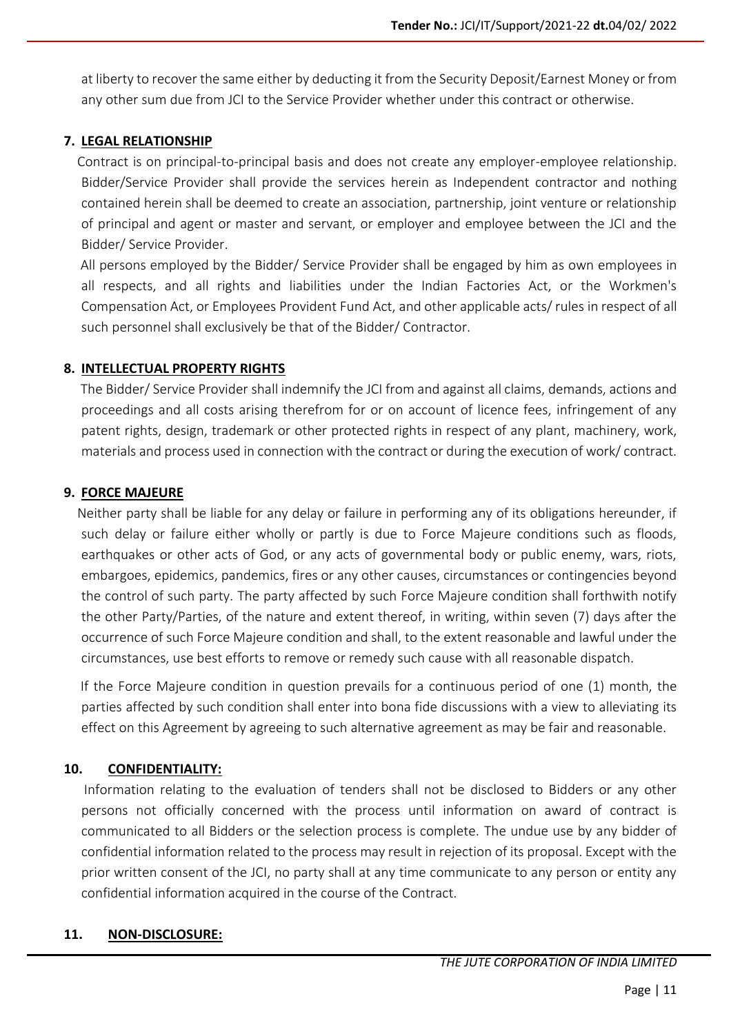at liberty to recover the same either by deducting it from the Security Deposit/Earnest Money or from any other sum due from JCI to the Service Provider whether under this contract or otherwise.

### 7. LEGAL RELATIONSHIP

Contract is on principal-to-principal basis and does not create any employer-employee relationship. Bidder/Service Provider shall provide the services herein as Independent contractor and nothing contained herein shall be deemed to create an association, partnership, joint venture or relationship of principal and agent or master and servant, or employer and employee between the JCI and the Bidder/ Service Provider.

All persons employed by the Bidder/ Service Provider shall be engaged by him as own employees in all respects, and all rights and liabilities under the Indian Factories Act, or the Workmen's Compensation Act, or Employees Provident Fund Act, and other applicable acts/ rules in respect of all such personnel shall exclusively be that of the Bidder/ Contractor.

### 8. INTELLECTUAL PROPERTY RIGHTS

The Bidder/ Service Provider shall indemnify the JCI from and against all claims, demands, actions and proceedings and all costs arising therefrom for or on account of licence fees, infringement of any patent rights, design, trademark or other protected rights in respect of any plant, machinery, work, materials and process used in connection with the contract or during the execution of work/ contract.

### 9. FORCE MAJEURE

Neither party shall be liable for any delay or failure in performing any of its obligations hereunder, if such delay or failure either wholly or partly is due to Force Majeure conditions such as floods, earthquakes or other acts of God, or any acts of governmental body or public enemy, wars, riots, embargoes, epidemics, pandemics, fires or any other causes, circumstances or contingencies beyond the control of such party. The party affected by such Force Majeure condition shall forthwith notify the other Party/Parties, of the nature and extent thereof, in writing, within seven (7) days after the occurrence of such Force Majeure condition and shall, to the extent reasonable and lawful under the circumstances, use best efforts to remove or remedy such cause with all reasonable dispatch.

If the Force Majeure condition in question prevails for a continuous period of one (1) month, the parties affected by such condition shall enter into bona fide discussions with a view to alleviating its effect on this Agreement by agreeing to such alternative agreement as may be fair and reasonable.

### 10. CONFIDENTIALITY:

Information relating to the evaluation of tenders shall not be disclosed to Bidders or any other persons not officially concerned with the process until information on award of contract is communicated to all Bidders or the selection process is complete. The undue use by any bidder of confidential information related to the process may result in rejection of its proposal. Except with the prior written consent of the JCI, no party shall at any time communicate to any person or entity any confidential information acquired in the course of the Contract.

### 11. NON-DISCLOSURE: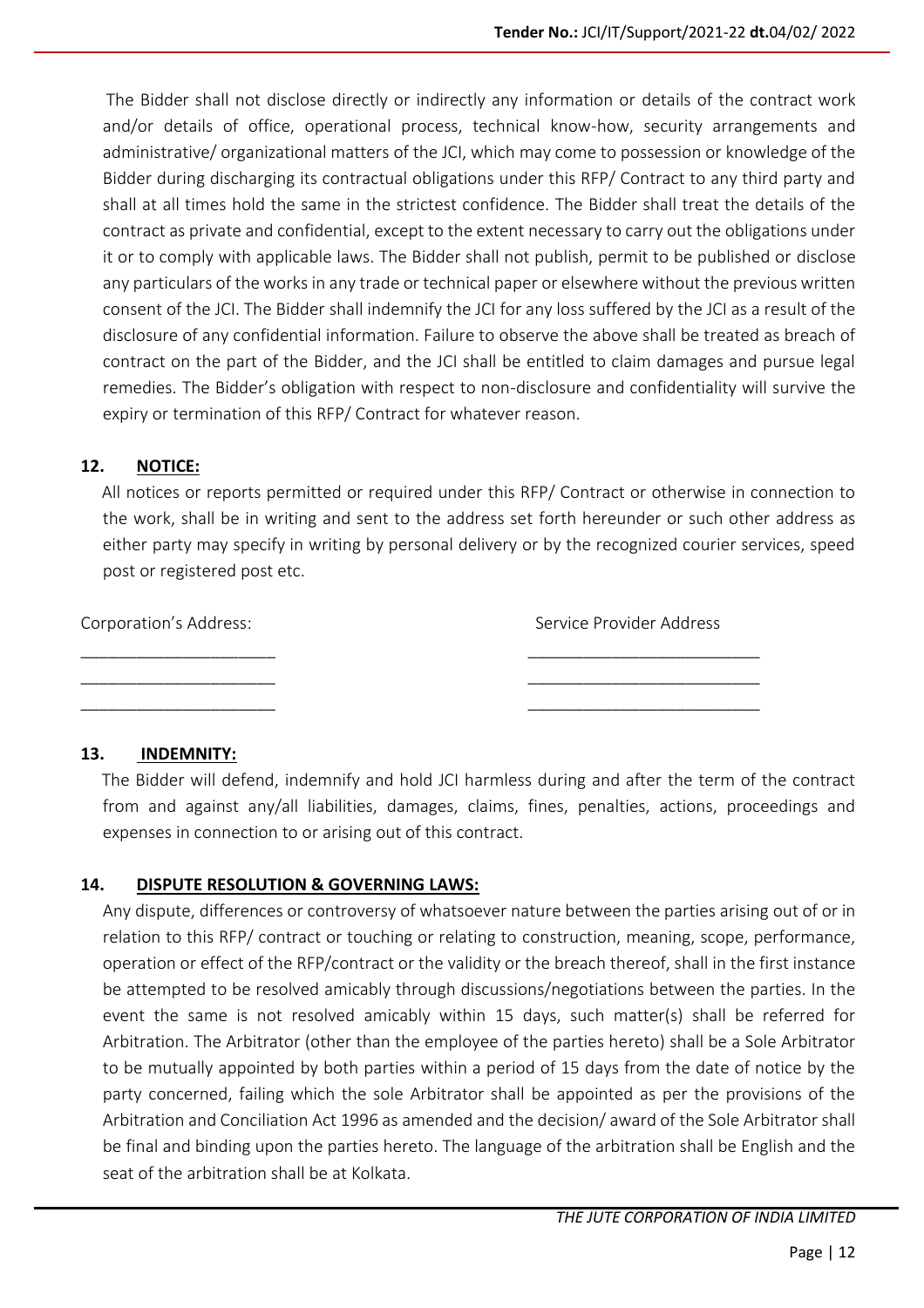The Bidder shall not disclose directly or indirectly any information or details of the contract work and/or details of office, operational process, technical know-how, security arrangements and administrative/ organizational matters of the JCI, which may come to possession or knowledge of the Bidder during discharging its contractual obligations under this RFP/ Contract to any third party and shall at all times hold the same in the strictest confidence. The Bidder shall treat the details of the contract as private and confidential, except to the extent necessary to carry out the obligations under it or to comply with applicable laws. The Bidder shall not publish, permit to be published or disclose any particulars of the works in any trade or technical paper or elsewhere without the previous written consent of the JCI. The Bidder shall indemnify the JCI for any loss suffered by the JCI as a result of the disclosure of any confidential information. Failure to observe the above shall be treated as breach of contract on the part of the Bidder, and the JCI shall be entitled to claim damages and pursue legal remedies. The Bidder's obligation with respect to non-disclosure and confidentiality will survive the expiry or termination of this RFP/ Contract for whatever reason.

**12. NOTICE:**

All notices or reports permitted or required under this RFP/ Contract or otherwise in connection to the work, shall be in writing and sent to the address set forth hereunder or such other address as either party may specify in writing by personal delivery or by the recognized courier services, speed post or registered post etc.

| Corporation's Address: | Service Provider Address |
|---|---|
| ____________________ | ________________________ |
| ____________________ | ________________________ |
| ____________________ | ________________________ |

**13. INDEMNITY:**

The Bidder will defend, indemnify and hold JCI harmless during and after the term of the contract from and against any/all liabilities, damages, claims, fines, penalties, actions, proceedings and expenses in connection to or arising out of this contract.

**14. DISPUTE RESOLUTION & GOVERNING LAWS:**

Any dispute, differences or controversy of whatsoever nature between the parties arising out of or in relation to this RFP/ contract or touching or relating to construction, meaning, scope, performance, operation or effect of the RFP/contract or the validity or the breach thereof, shall in the first instance be attempted to be resolved amicably through discussions/negotiations between the parties. In the event the same is not resolved amicably within 15 days, such matter(s) shall be referred for Arbitration. The Arbitrator (other than the employee of the parties hereto) shall be a Sole Arbitrator to be mutually appointed by both parties within a period of 15 days from the date of notice by the party concerned, failing which the sole Arbitrator shall be appointed as per the provisions of the Arbitration and Conciliation Act 1996 as amended and the decision/ award of the Sole Arbitrator shall be final and binding upon the parties hereto. The language of the arbitration shall be English and the seat of the arbitration shall be at Kolkata.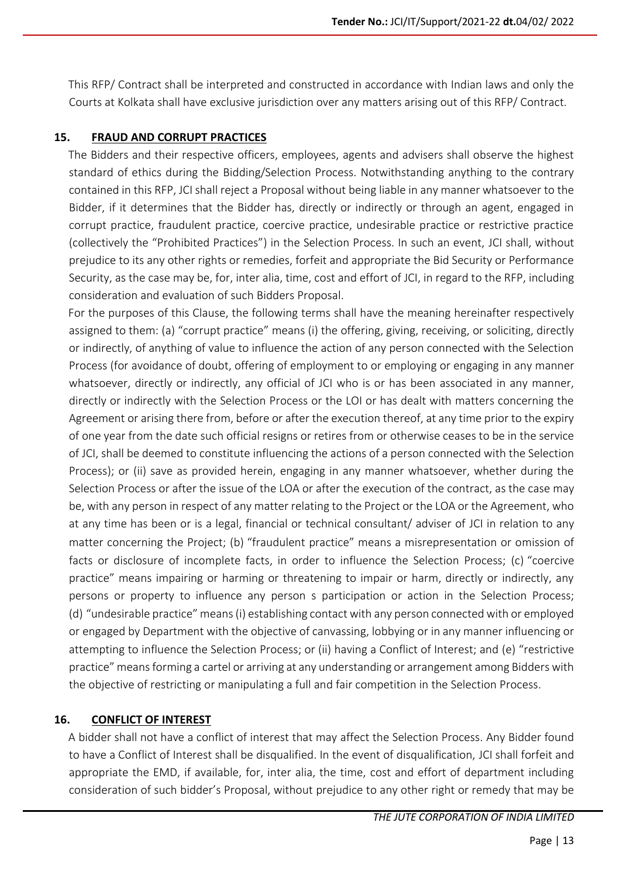This RFP/ Contract shall be interpreted and constructed in accordance with Indian laws and only the Courts at Kolkata shall have exclusive jurisdiction over any matters arising out of this RFP/ Contract.

## 15. FRAUD AND CORRUPT PRACTICES

The Bidders and their respective officers, employees, agents and advisers shall observe the highest standard of ethics during the Bidding/Selection Process. Notwithstanding anything to the contrary contained in this RFP, JCI shall reject a Proposal without being liable in any manner whatsoever to the Bidder, if it determines that the Bidder has, directly or indirectly or through an agent, engaged in corrupt practice, fraudulent practice, coercive practice, undesirable practice or restrictive practice (collectively the "Prohibited Practices") in the Selection Process. In such an event, JCI shall, without prejudice to its any other rights or remedies, forfeit and appropriate the Bid Security or Performance Security, as the case may be, for, inter alia, time, cost and effort of JCI, in regard to the RFP, including consideration and evaluation of such Bidders Proposal.

For the purposes of this Clause, the following terms shall have the meaning hereinafter respectively assigned to them: (a) "corrupt practice" means (i) the offering, giving, receiving, or soliciting, directly or indirectly, of anything of value to influence the action of any person connected with the Selection Process (for avoidance of doubt, offering of employment to or employing or engaging in any manner whatsoever, directly or indirectly, any official of JCI who is or has been associated in any manner, directly or indirectly with the Selection Process or the LOI or has dealt with matters concerning the Agreement or arising there from, before or after the execution thereof, at any time prior to the expiry of one year from the date such official resigns or retires from or otherwise ceases to be in the service of JCI, shall be deemed to constitute influencing the actions of a person connected with the Selection Process); or (ii) save as provided herein, engaging in any manner whatsoever, whether during the Selection Process or after the issue of the LOA or after the execution of the contract, as the case may be, with any person in respect of any matter relating to the Project or the LOA or the Agreement, who at any time has been or is a legal, financial or technical consultant/ adviser of JCI in relation to any matter concerning the Project; (b) "fraudulent practice" means a misrepresentation or omission of facts or disclosure of incomplete facts, in order to influence the Selection Process; (c) "coercive practice" means impairing or harming or threatening to impair or harm, directly or indirectly, any persons or property to influence any person s participation or action in the Selection Process; (d) "undesirable practice" means (i) establishing contact with any person connected with or employed or engaged by Department with the objective of canvassing, lobbying or in any manner influencing or attempting to influence the Selection Process; or (ii) having a Conflict of Interest; and (e) "restrictive practice" means forming a cartel or arriving at any understanding or arrangement among Bidders with the objective of restricting or manipulating a full and fair competition in the Selection Process.

## 16. CONFLICT OF INTEREST

A bidder shall not have a conflict of interest that may affect the Selection Process. Any Bidder found to have a Conflict of Interest shall be disqualified. In the event of disqualification, JCI shall forfeit and appropriate the EMD, if available, for, inter alia, the time, cost and effort of department including consideration of such bidder's Proposal, without prejudice to any other right or remedy that may be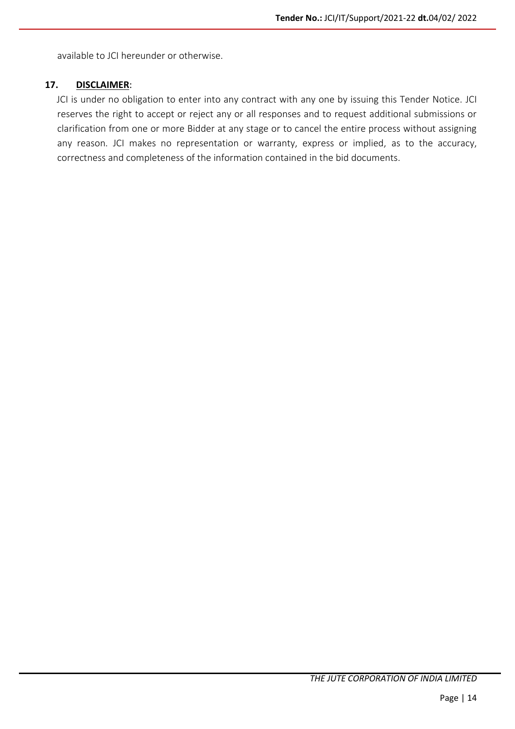available to JCI hereunder or otherwise.

**17. DISCLAIMER**:

JCI is under no obligation to enter into any contract with any one by issuing this Tender Notice. JCI reserves the right to accept or reject any or all responses and to request additional submissions or clarification from one or more Bidder at any stage or to cancel the entire process without assigning any reason. JCI makes no representation or warranty, express or implied, as to the accuracy, correctness and completeness of the information contained in the bid documents.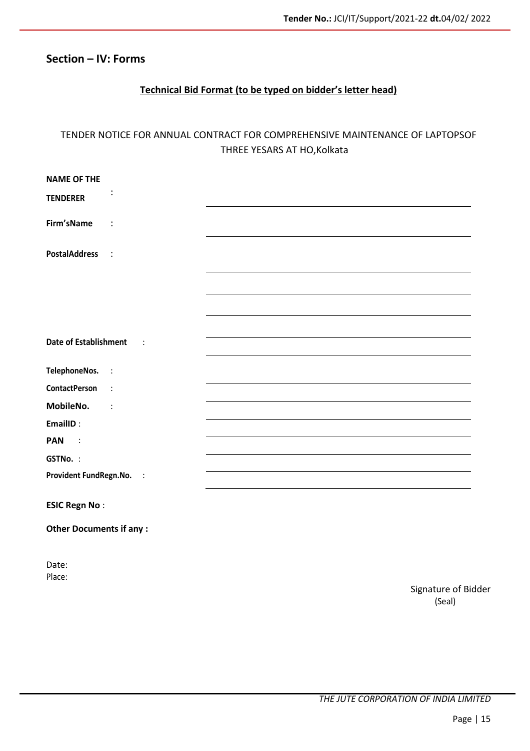## Section – IV: Forms

**Technical Bid Format (to be typed on bidder's letter head)**

TENDER NOTICE FOR ANNUAL CONTRACT FOR COMPREHENSIVE MAINTENANCE OF LAPTOPSOF THREE YESARS AT HO,Kolkata

**NAME OF THE TENDERER** : ____________________________________________

**Firm'sName** : ____________________________________________

**PostalAddress** : ____________________________________________

____________________________________________

____________________________________________

____________________________________________

**Date of Establishment** : ____________________________________________

**TelephoneNos.** : ____________________________________________

**ContactPerson** : ____________________________________________

**MobileNo.** : ____________________________________________

**EmailID** : ____________________________________________

**PAN** : ____________________________________________

**GSTNo.** : ____________________________________________

**Provident FundRegn.No.** : ____________________________________________

**ESIC Regn No** :

**Other Documents if any :**

Date:
Place:

Signature of Bidder
(Seal)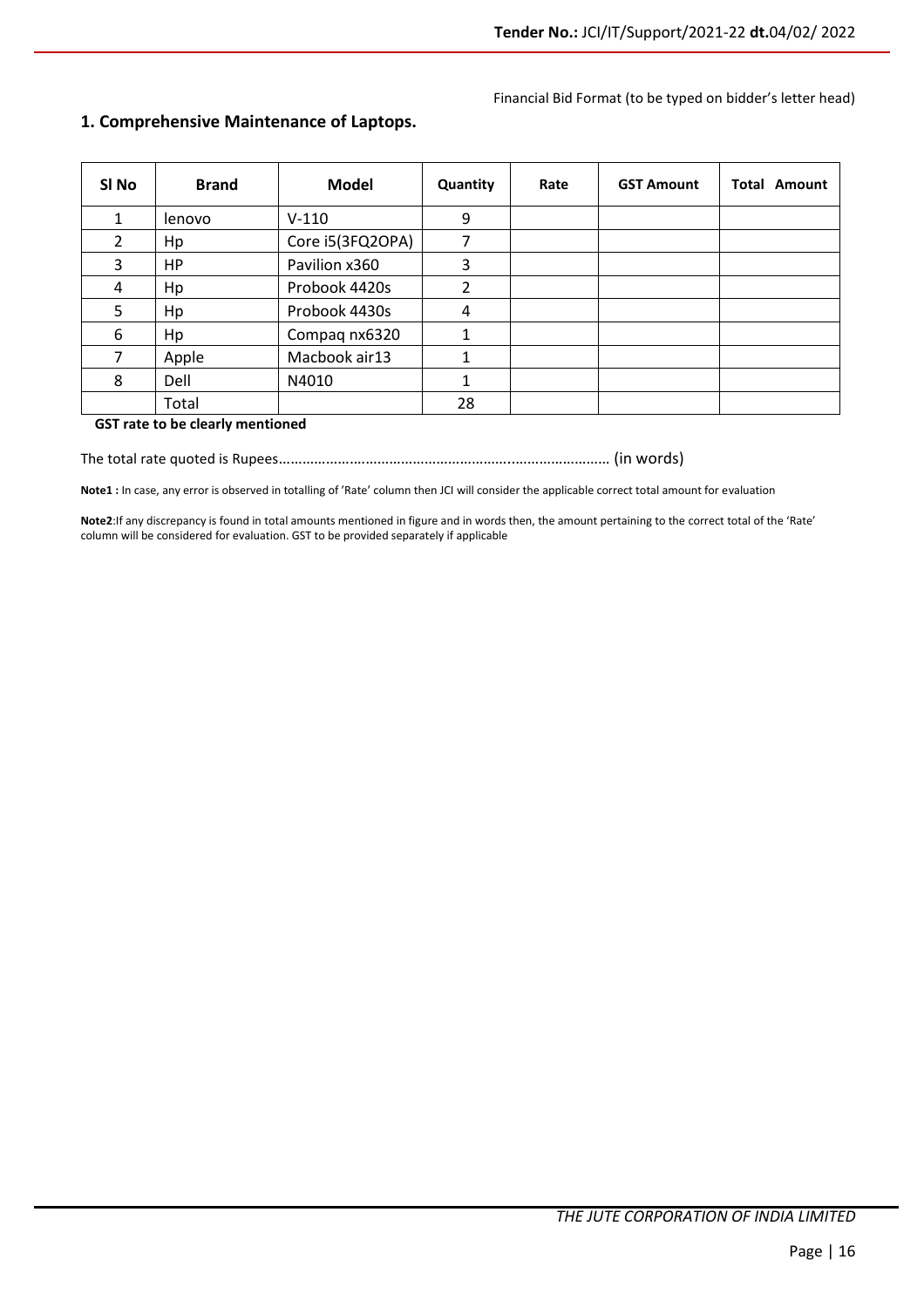Financial Bid Format (to be typed on bidder's letter head)

## 1. Comprehensive Maintenance of Laptops.

| Sl No | Brand | Model | Quantity | Rate | GST Amount | Total Amount |
|---|---|---|---|---|---|---|
| 1 | lenovo | V-110 | 9 | | | |
| 2 | Hp | Core i5(3FQ2OPA) | 7 | | | |
| 3 | HP | Pavilion x360 | 3 | | | |
| 4 | Hp | Probook 4420s | 2 | | | |
| 5 | Hp | Probook 4430s | 4 | | | |
| 6 | Hp | Compaq nx6320 | 1 | | | |
| 7 | Apple | Macbook air13 | 1 | | | |
| 8 | Dell | N4010 | 1 | | | |
| | Total | | 28 | | | |

**GST rate to be clearly mentioned**

The total rate quoted is Rupees.................................................................................... (in words)

**Note1 :** In case, any error is observed in totalling of 'Rate' column then JCI will consider the applicable correct total amount for evaluation

**Note2**:If any discrepancy is found in total amounts mentioned in figure and in words then, the amount pertaining to the correct total of the 'Rate' column will be considered for evaluation. GST to be provided separately if applicable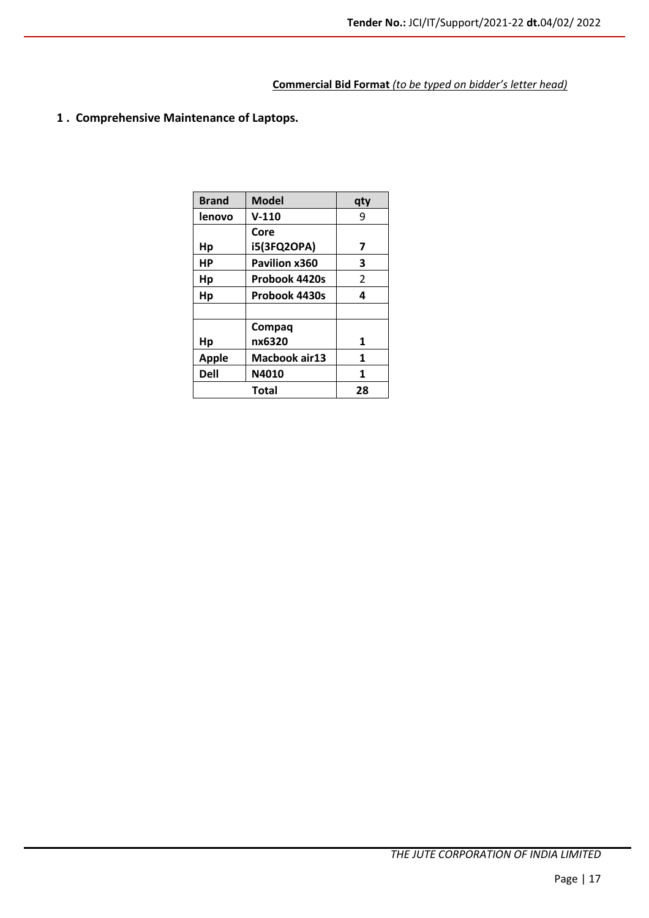**Commercial Bid Format** *(to be typed on bidder's letter head)*

## 1 . Comprehensive Maintenance of Laptops.

| Brand | Model | qty |
|---|---|---|
| lenovo | V-110 | 9 |
| Hp | Core i5(3FQ2OPA) | 7 |
| HP | Pavilion x360 | 3 |
| Hp | Probook 4420s | 2 |
| Hp | Probook 4430s | 4 |
| | | |
| Hp | Compaq nx6320 | 1 |
| Apple | Macbook air13 | 1 |
| Dell | N4010 | 1 |
| | Total | 28 |